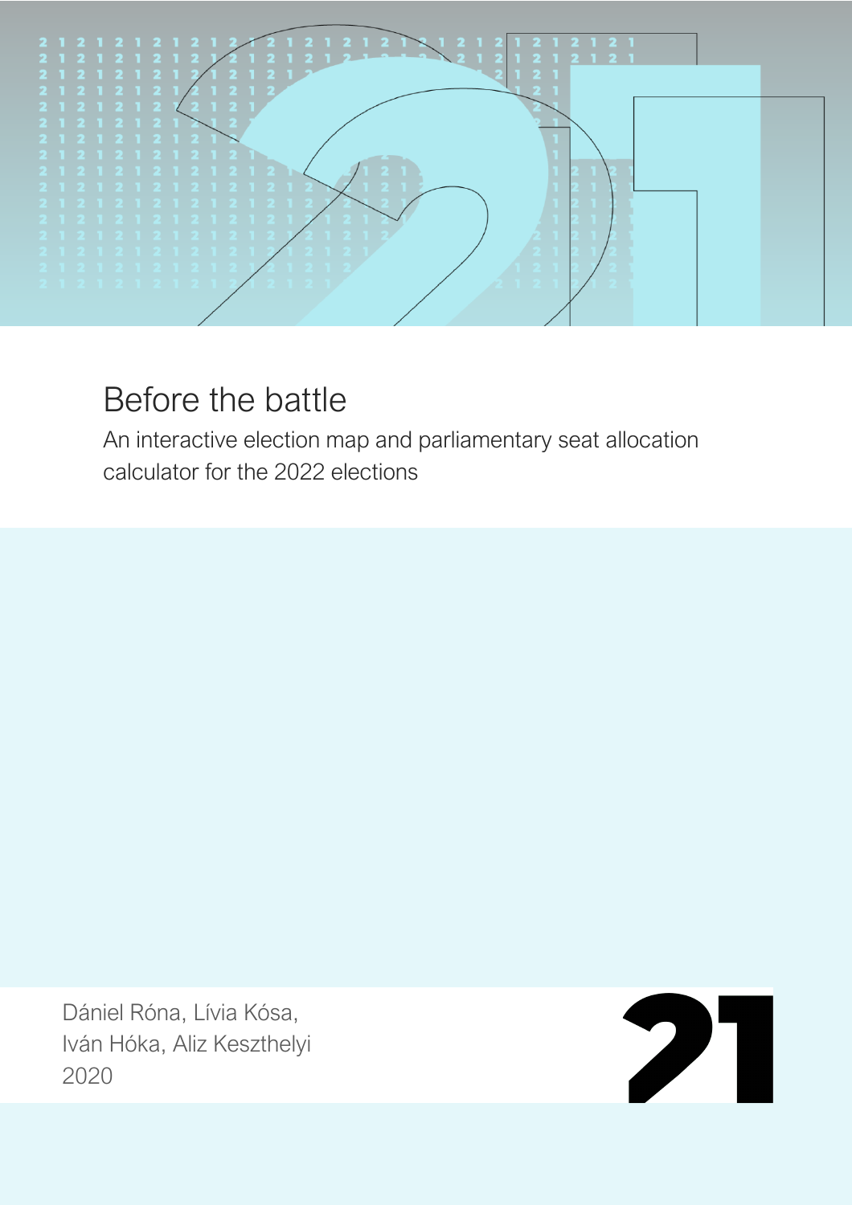# Before the battle

An interactive election map and parliamentary seat allocation calculator for the 2022 elections

Dániel Róna, Lívia Kósa,
Iván Hóka, Aliz Keszthelyi
2020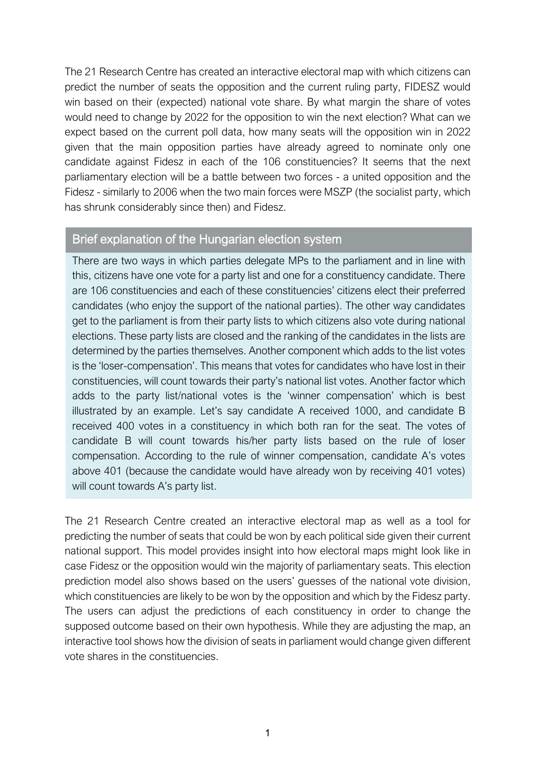The 21 Research Centre has created an interactive electoral map with which citizens can predict the number of seats the opposition and the current ruling party, FIDESZ would win based on their (expected) national vote share. By what margin the share of votes would need to change by 2022 for the opposition to win the next election? What can we expect based on the current poll data, how many seats will the opposition win in 2022 given that the main opposition parties have already agreed to nominate only one candidate against Fidesz in each of the 106 constituencies? It seems that the next parliamentary election will be a battle between two forces - a united opposition and the Fidesz - similarly to 2006 when the two main forces were MSZP (the socialist party, which has shrunk considerably since then) and Fidesz.

## Brief explanation of the Hungarian election system

There are two ways in which parties delegate MPs to the parliament and in line with this, citizens have one vote for a party list and one for a constituency candidate. There are 106 constituencies and each of these constituencies' citizens elect their preferred candidates (who enjoy the support of the national parties). The other way candidates get to the parliament is from their party lists to which citizens also vote during national elections. These party lists are closed and the ranking of the candidates in the lists are determined by the parties themselves. Another component which adds to the list votes is the 'loser-compensation'. This means that votes for candidates who have lost in their constituencies, will count towards their party's national list votes. Another factor which adds to the party list/national votes is the 'winner compensation' which is best illustrated by an example. Let's say candidate A received 1000, and candidate B received 400 votes in a constituency in which both ran for the seat. The votes of candidate B will count towards his/her party lists based on the rule of loser compensation. According to the rule of winner compensation, candidate A's votes above 401 (because the candidate would have already won by receiving 401 votes) will count towards A's party list.

The 21 Research Centre created an interactive electoral map as well as a tool for predicting the number of seats that could be won by each political side given their current national support. This model provides insight into how electoral maps might look like in case Fidesz or the opposition would win the majority of parliamentary seats. This election prediction model also shows based on the users' guesses of the national vote division, which constituencies are likely to be won by the opposition and which by the Fidesz party. The users can adjust the predictions of each constituency in order to change the supposed outcome based on their own hypothesis. While they are adjusting the map, an interactive tool shows how the division of seats in parliament would change given different vote shares in the constituencies.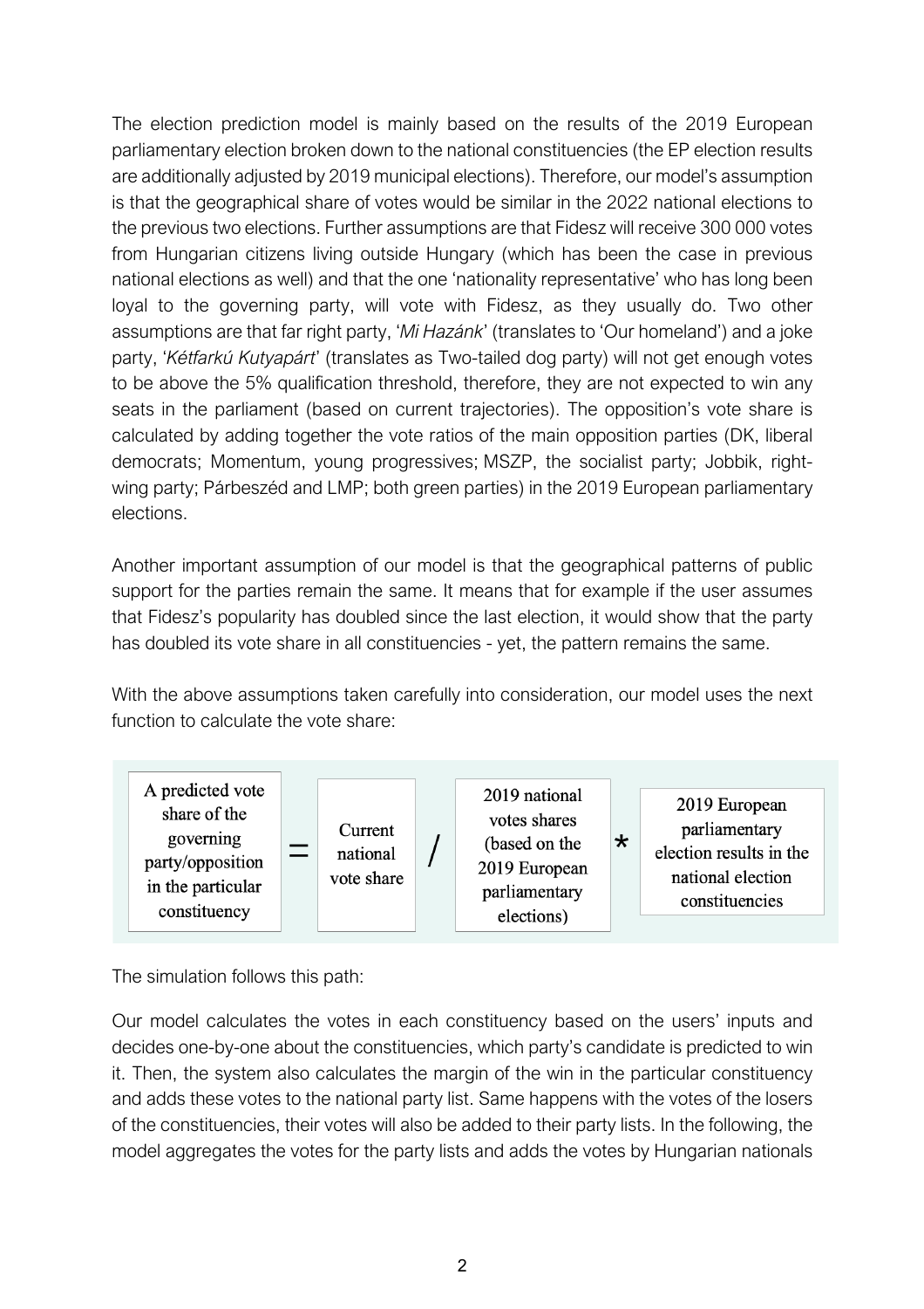The election prediction model is mainly based on the results of the 2019 European parliamentary election broken down to the national constituencies (the EP election results are additionally adjusted by 2019 municipal elections). Therefore, our model's assumption is that the geographical share of votes would be similar in the 2022 national elections to the previous two elections. Further assumptions are that Fidesz will receive 300 000 votes from Hungarian citizens living outside Hungary (which has been the case in previous national elections as well) and that the one 'nationality representative' who has long been loyal to the governing party, will vote with Fidesz, as they usually do. Two other assumptions are that far right party, '*Mi Hazánk*' (translates to 'Our homeland') and a joke party, '*Kétfarkú Kutyapárt*' (translates as Two-tailed dog party) will not get enough votes to be above the 5% qualification threshold, therefore, they are not expected to win any seats in the parliament (based on current trajectories). The opposition's vote share is calculated by adding together the vote ratios of the main opposition parties (DK, liberal democrats; Momentum, young progressives; MSZP, the socialist party; Jobbik, right-wing party; Párbeszéd and LMP; both green parties) in the 2019 European parliamentary elections.

Another important assumption of our model is that the geographical patterns of public support for the parties remain the same. It means that for example if the user assumes that Fidesz's popularity has doubled since the last election, it would show that the party has doubled its vote share in all constituencies - yet, the pattern remains the same.

With the above assumptions taken carefully into consideration, our model uses the next function to calculate the vote share:

$$\text{A predicted vote share of the governing party/opposition in the particular constituency} = \text{Current national vote share} \; / \; \text{2019 national votes shares (based on the 2019 European parliamentary elections)} \; * \; \text{2019 European parliamentary election results in the national election constituencies}$$

The simulation follows this path:

Our model calculates the votes in each constituency based on the users' inputs and decides one-by-one about the constituencies, which party's candidate is predicted to win it. Then, the system also calculates the margin of the win in the particular constituency and adds these votes to the national party list. Same happens with the votes of the losers of the constituencies, their votes will also be added to their party lists. In the following, the model aggregates the votes for the party lists and adds the votes by Hungarian nationals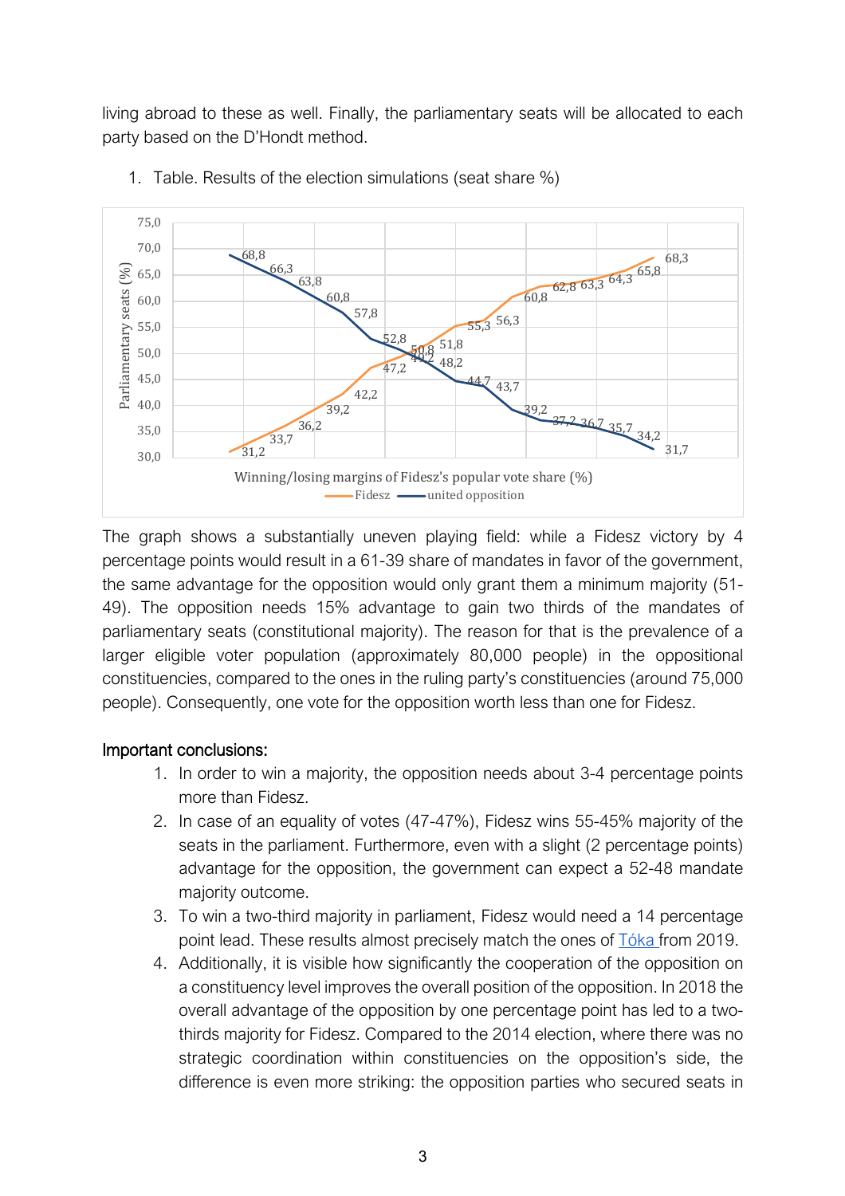living abroad to these as well. Finally, the parliamentary seats will be allocated to each party based on the D'Hondt method.

1. Table. Results of the election simulations (seat share %)

The graph shows a substantially uneven playing field: while a Fidesz victory by 4 percentage points would result in a 61-39 share of mandates in favor of the government, the same advantage for the opposition would only grant them a minimum majority (51-49). The opposition needs 15% advantage to gain two thirds of the mandates of parliamentary seats (constitutional majority). The reason for that is the prevalence of a larger eligible voter population (approximately 80,000 people) in the oppositional constituencies, compared to the ones in the ruling party's constituencies (around 75,000 people). Consequently, one vote for the opposition worth less than one for Fidesz.

Important conclusions:

1. In order to win a majority, the opposition needs about 3-4 percentage points more than Fidesz.
2. In case of an equality of votes (47-47%), Fidesz wins 55-45% majority of the seats in the parliament. Furthermore, even with a slight (2 percentage points) advantage for the opposition, the government can expect a 52-48 mandate majority outcome.
3. To win a two-third majority in parliament, Fidesz would need a 14 percentage point lead. These results almost precisely match the ones of Tóka from 2019.
4. Additionally, it is visible how significantly the cooperation of the opposition on a constituency level improves the overall position of the opposition. In 2018 the overall advantage of the opposition by one percentage point has led to a two-thirds majority for Fidesz. Compared to the 2014 election, where there was no strategic coordination within constituencies on the opposition's side, the difference is even more striking: the opposition parties who secured seats in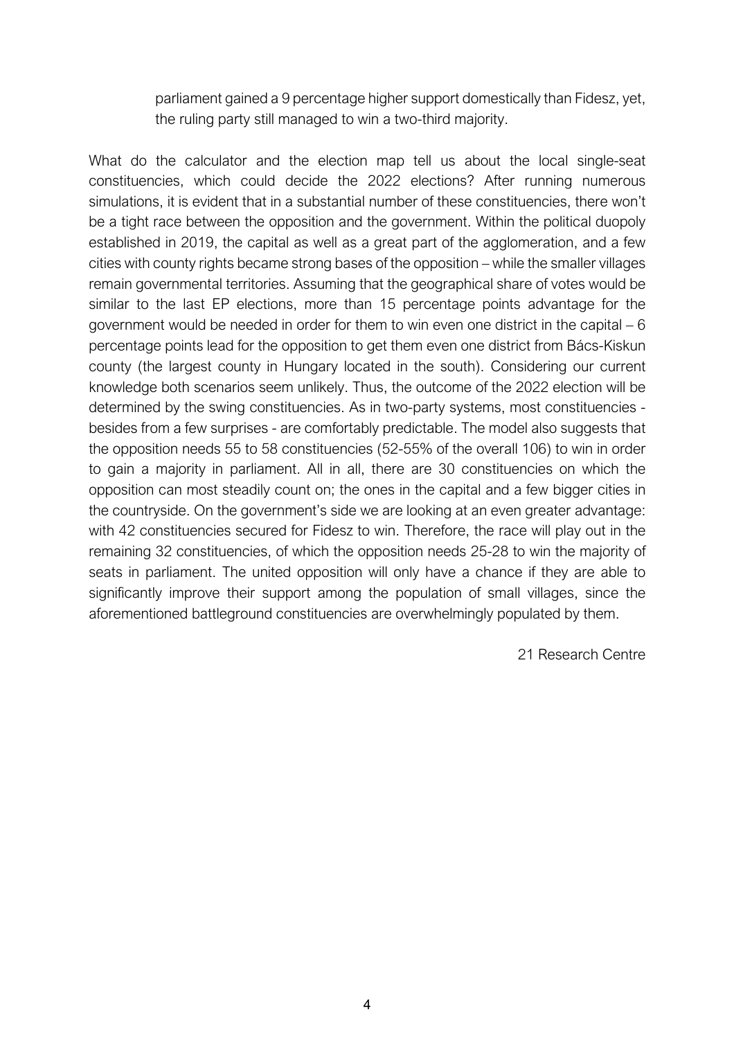parliament gained a 9 percentage higher support domestically than Fidesz, yet, the ruling party still managed to win a two-third majority.

What do the calculator and the election map tell us about the local single-seat constituencies, which could decide the 2022 elections? After running numerous simulations, it is evident that in a substantial number of these constituencies, there won't be a tight race between the opposition and the government. Within the political duopoly established in 2019, the capital as well as a great part of the agglomeration, and a few cities with county rights became strong bases of the opposition – while the smaller villages remain governmental territories. Assuming that the geographical share of votes would be similar to the last EP elections, more than 15 percentage points advantage for the government would be needed in order for them to win even one district in the capital – 6 percentage points lead for the opposition to get them even one district from Bács-Kiskun county (the largest county in Hungary located in the south). Considering our current knowledge both scenarios seem unlikely. Thus, the outcome of the 2022 election will be determined by the swing constituencies. As in two-party systems, most constituencies - besides from a few surprises - are comfortably predictable. The model also suggests that the opposition needs 55 to 58 constituencies (52-55% of the overall 106) to win in order to gain a majority in parliament. All in all, there are 30 constituencies on which the opposition can most steadily count on; the ones in the capital and a few bigger cities in the countryside. On the government's side we are looking at an even greater advantage: with 42 constituencies secured for Fidesz to win. Therefore, the race will play out in the remaining 32 constituencies, of which the opposition needs 25-28 to win the majority of seats in parliament. The united opposition will only have a chance if they are able to significantly improve their support among the population of small villages, since the aforementioned battleground constituencies are overwhelmingly populated by them.

21 Research Centre